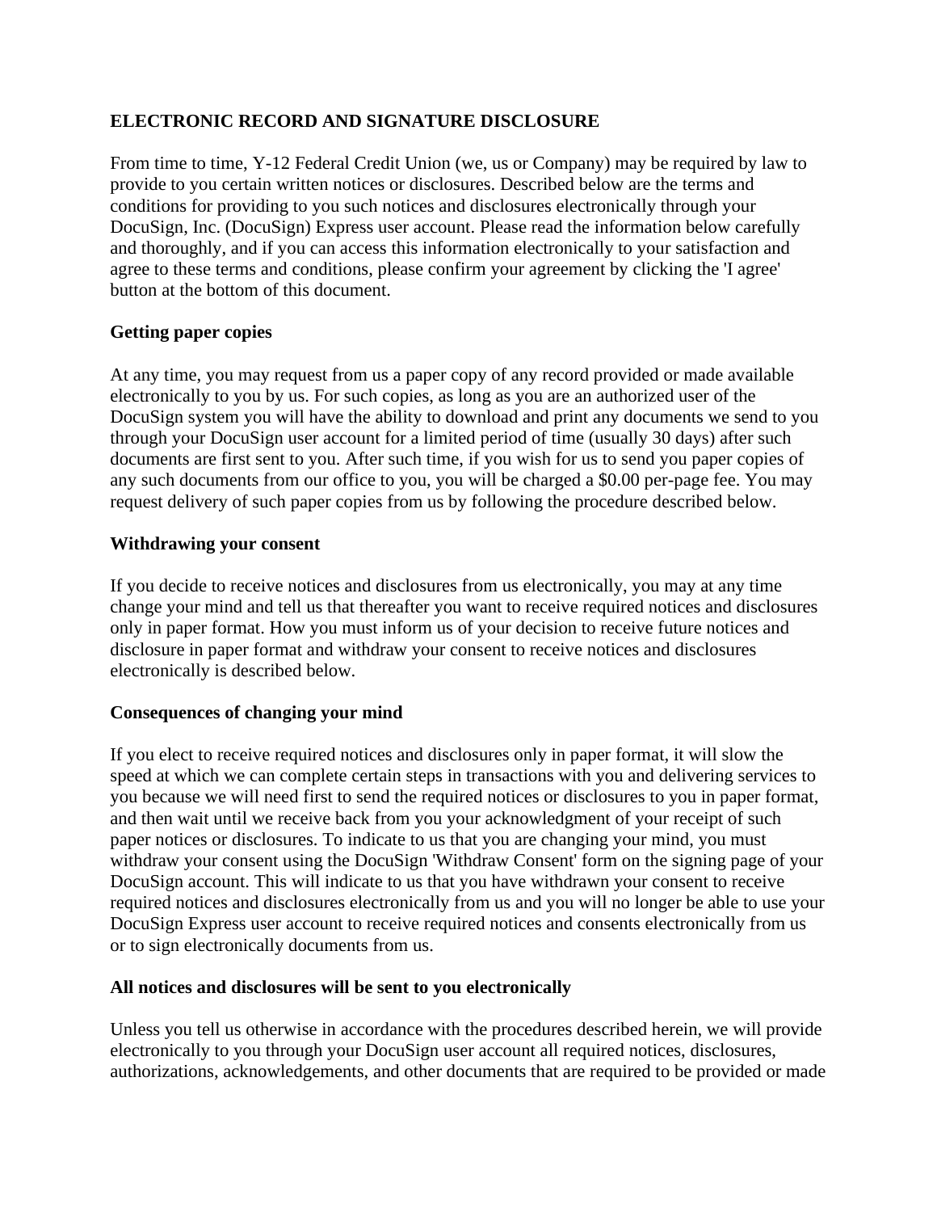**ELECTRONIC RECORD AND SIGNATURE DISCLOSURE**

From time to time, Y-12 Federal Credit Union (we, us or Company) may be required by law to provide to you certain written notices or disclosures. Described below are the terms and conditions for providing to you such notices and disclosures electronically through your DocuSign, Inc. (DocuSign) Express user account. Please read the information below carefully and thoroughly, and if you can access this information electronically to your satisfaction and agree to these terms and conditions, please confirm your agreement by clicking the 'I agree' button at the bottom of this document.

**Getting paper copies**

At any time, you may request from us a paper copy of any record provided or made available electronically to you by us. For such copies, as long as you are an authorized user of the DocuSign system you will have the ability to download and print any documents we send to you through your DocuSign user account for a limited period of time (usually 30 days) after such documents are first sent to you. After such time, if you wish for us to send you paper copies of any such documents from our office to you, you will be charged a $0.00 per-page fee. You may request delivery of such paper copies from us by following the procedure described below.

**Withdrawing your consent**

If you decide to receive notices and disclosures from us electronically, you may at any time change your mind and tell us that thereafter you want to receive required notices and disclosures only in paper format. How you must inform us of your decision to receive future notices and disclosure in paper format and withdraw your consent to receive notices and disclosures electronically is described below.

**Consequences of changing your mind**

If you elect to receive required notices and disclosures only in paper format, it will slow the speed at which we can complete certain steps in transactions with you and delivering services to you because we will need first to send the required notices or disclosures to you in paper format, and then wait until we receive back from you your acknowledgment of your receipt of such paper notices or disclosures. To indicate to us that you are changing your mind, you must withdraw your consent using the DocuSign 'Withdraw Consent' form on the signing page of your DocuSign account. This will indicate to us that you have withdrawn your consent to receive required notices and disclosures electronically from us and you will no longer be able to use your DocuSign Express user account to receive required notices and consents electronically from us or to sign electronically documents from us.

**All notices and disclosures will be sent to you electronically**

Unless you tell us otherwise in accordance with the procedures described herein, we will provide electronically to you through your DocuSign user account all required notices, disclosures, authorizations, acknowledgements, and other documents that are required to be provided or made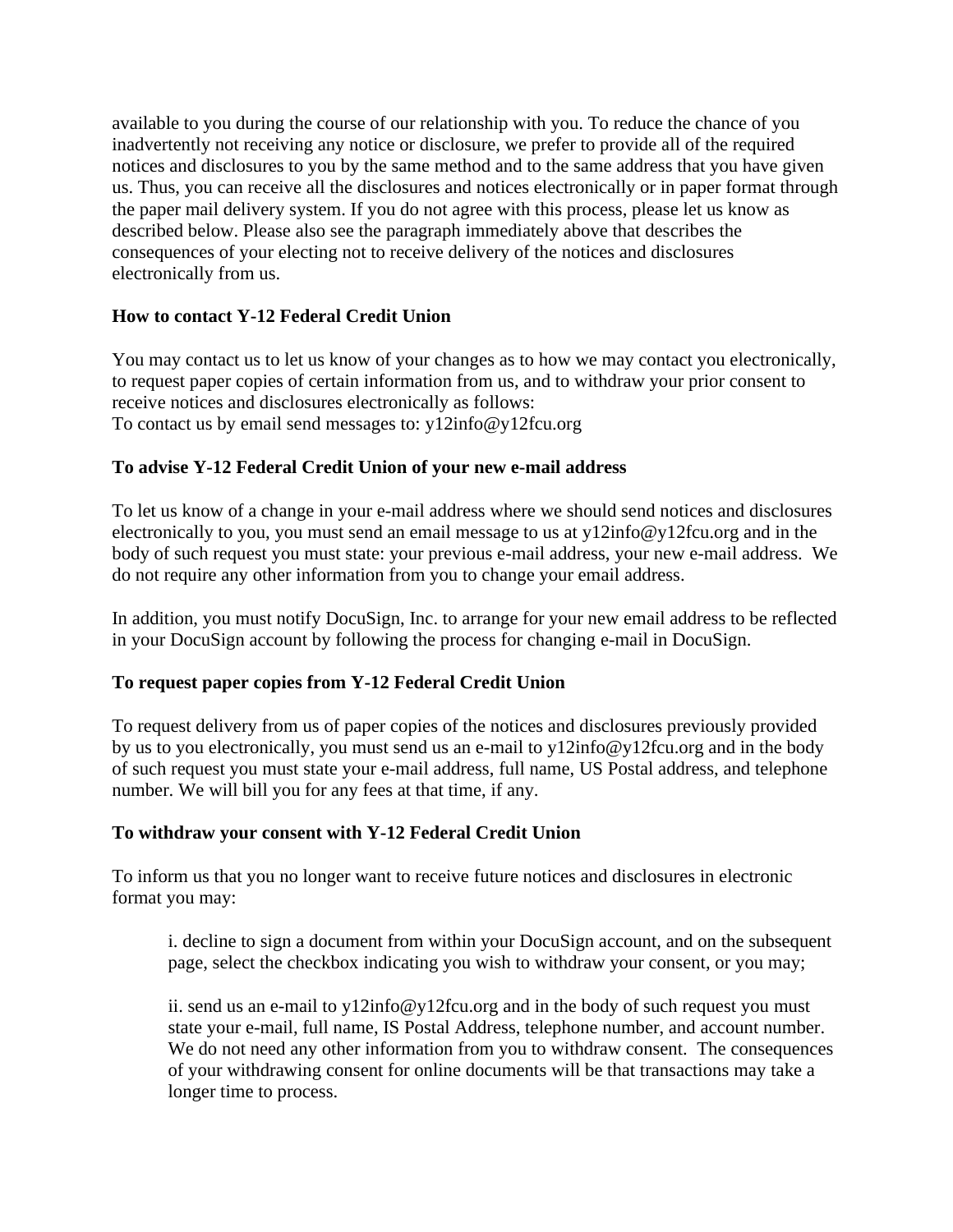available to you during the course of our relationship with you. To reduce the chance of you inadvertently not receiving any notice or disclosure, we prefer to provide all of the required notices and disclosures to you by the same method and to the same address that you have given us. Thus, you can receive all the disclosures and notices electronically or in paper format through the paper mail delivery system. If you do not agree with this process, please let us know as described below. Please also see the paragraph immediately above that describes the consequences of your electing not to receive delivery of the notices and disclosures electronically from us.

**How to contact Y-12 Federal Credit Union**

You may contact us to let us know of your changes as to how we may contact you electronically, to request paper copies of certain information from us, and to withdraw your prior consent to receive notices and disclosures electronically as follows:
To contact us by email send messages to: y12info@y12fcu.org

**To advise Y-12 Federal Credit Union of your new e-mail address**

To let us know of a change in your e-mail address where we should send notices and disclosures electronically to you, you must send an email message to us at y12info@y12fcu.org and in the body of such request you must state: your previous e-mail address, your new e-mail address. We do not require any other information from you to change your email address.

In addition, you must notify DocuSign, Inc. to arrange for your new email address to be reflected in your DocuSign account by following the process for changing e-mail in DocuSign.

**To request paper copies from Y-12 Federal Credit Union**

To request delivery from us of paper copies of the notices and disclosures previously provided by us to you electronically, you must send us an e-mail to y12info@y12fcu.org and in the body of such request you must state your e-mail address, full name, US Postal address, and telephone number. We will bill you for any fees at that time, if any.

**To withdraw your consent with Y-12 Federal Credit Union**

To inform us that you no longer want to receive future notices and disclosures in electronic format you may:

> i. decline to sign a document from within your DocuSign account, and on the subsequent page, select the checkbox indicating you wish to withdraw your consent, or you may;
>
> ii. send us an e-mail to y12info@y12fcu.org and in the body of such request you must state your e-mail, full name, IS Postal Address, telephone number, and account number. We do not need any other information from you to withdraw consent. The consequences of your withdrawing consent for online documents will be that transactions may take a longer time to process.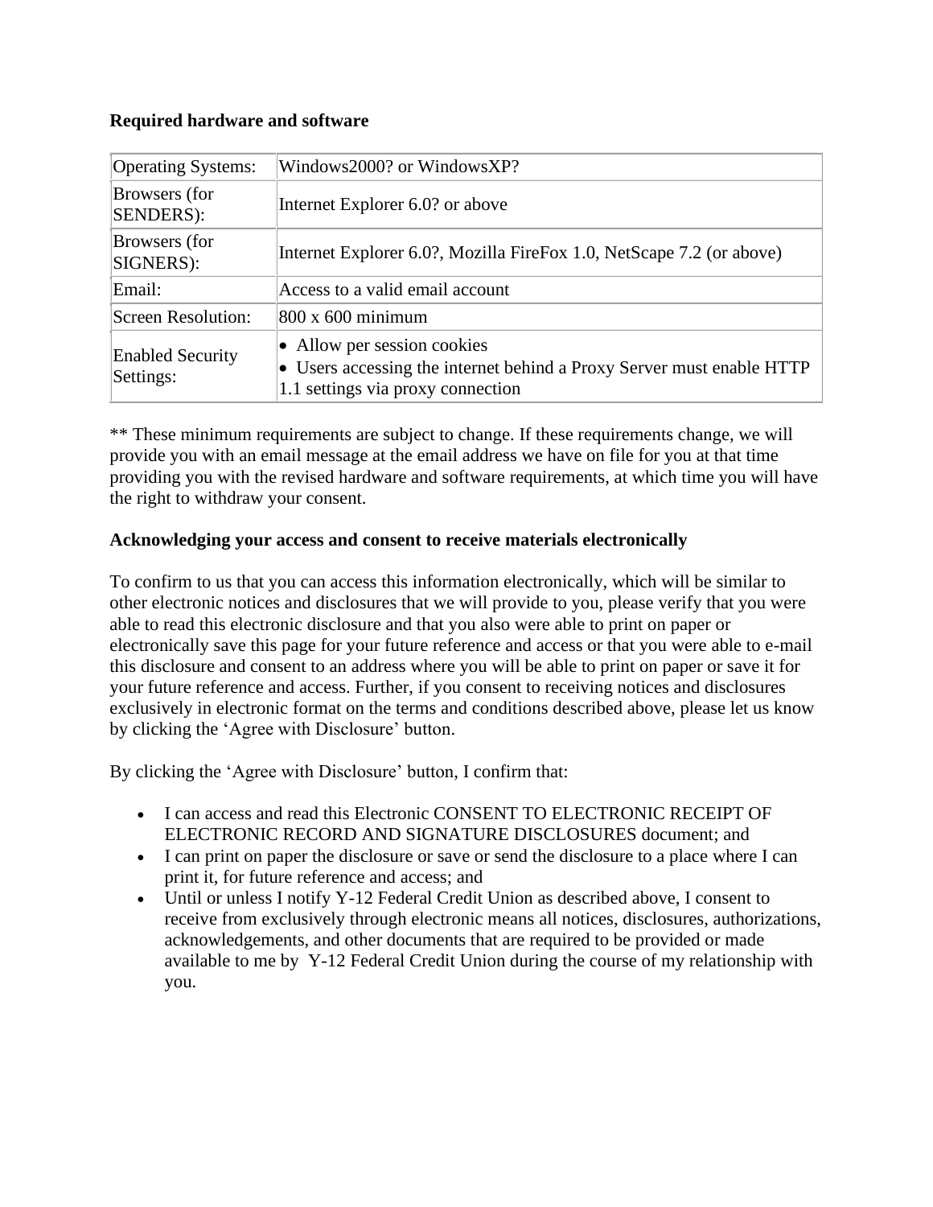**Required hardware and software**

| | |
|---|---|
| Operating Systems: | Windows2000? or WindowsXP? |
| Browsers (for SENDERS): | Internet Explorer 6.0? or above |
| Browsers (for SIGNERS): | Internet Explorer 6.0?, Mozilla FireFox 1.0, NetScape 7.2 (or above) |
| Email: | Access to a valid email account |
| Screen Resolution: | 800 x 600 minimum |
| Enabled Security Settings: | • Allow per session cookies<br>• Users accessing the internet behind a Proxy Server must enable HTTP 1.1 settings via proxy connection |

** These minimum requirements are subject to change. If these requirements change, we will provide you with an email message at the email address we have on file for you at that time providing you with the revised hardware and software requirements, at which time you will have the right to withdraw your consent.

**Acknowledging your access and consent to receive materials electronically**

To confirm to us that you can access this information electronically, which will be similar to other electronic notices and disclosures that we will provide to you, please verify that you were able to read this electronic disclosure and that you also were able to print on paper or electronically save this page for your future reference and access or that you were able to e-mail this disclosure and consent to an address where you will be able to print on paper or save it for your future reference and access. Further, if you consent to receiving notices and disclosures exclusively in electronic format on the terms and conditions described above, please let us know by clicking the 'Agree with Disclosure' button.

By clicking the 'Agree with Disclosure' button, I confirm that:

- I can access and read this Electronic CONSENT TO ELECTRONIC RECEIPT OF ELECTRONIC RECORD AND SIGNATURE DISCLOSURES document; and
- I can print on paper the disclosure or save or send the disclosure to a place where I can print it, for future reference and access; and
- Until or unless I notify Y-12 Federal Credit Union as described above, I consent to receive from exclusively through electronic means all notices, disclosures, authorizations, acknowledgements, and other documents that are required to be provided or made available to me by Y-12 Federal Credit Union during the course of my relationship with you.